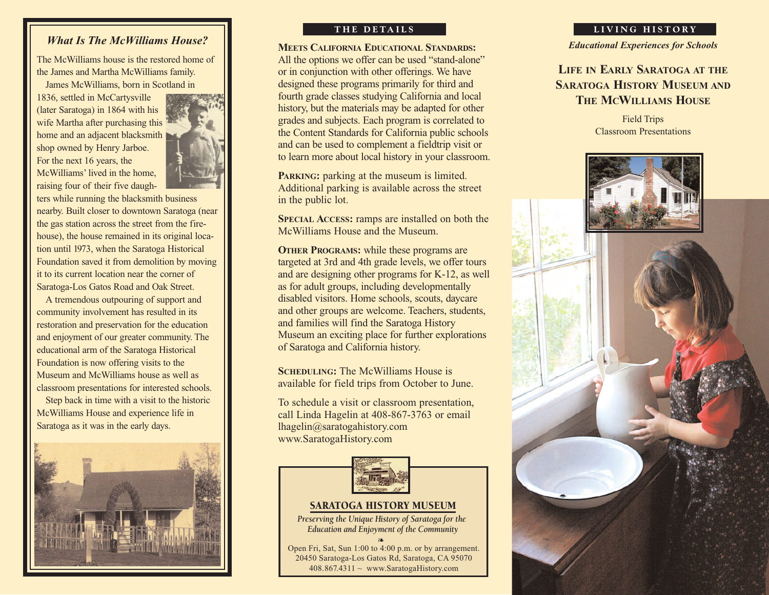## What Is The McWilliams House?

The McWilliams house is the restored home of the James and Martha McWilliams family.

James McWilliams, born in Scotland in 1836, settled in McCartysville (later Saratoga) in 1864 with his wife Martha after purchasing this home and an adjacent blacksmith shop owned by Henry Jarboe. For the next 16 years, the McWilliams' lived in the home, raising four of their five daughters while running the blacksmith business nearby. Built closer to downtown Saratoga (near the gas station across the street from the firehouse), the house remained in its original location until 1973, when the Saratoga Historical Foundation saved it from demolition by moving it to its current location near the corner of Saratoga-Los Gatos Road and Oak Street.

A tremendous outpouring of support and community involvement has resulted in its restoration and preservation for the education and enjoyment of our greater community. The educational arm of the Saratoga Historical Foundation is now offering visits to the Museum and McWilliams house as well as classroom presentations for interested schools.

Step back in time with a visit to the historic McWilliams House and experience life in Saratoga as it was in the early days.

## THE DETAILS

**MEETS CALIFORNIA EDUCATIONAL STANDARDS:** All the options we offer can be used "stand-alone" or in conjunction with other offerings. We have designed these programs primarily for third and fourth grade classes studying California and local history, but the materials may be adapted for other grades and subjects. Each program is correlated to the Content Standards for California public schools and can be used to complement a fieldtrip visit or to learn more about local history in your classroom.

**PARKING:** parking at the museum is limited. Additional parking is available across the street in the public lot.

**SPECIAL ACCESS:** ramps are installed on both the McWilliams House and the Museum.

**OTHER PROGRAMS:** while these programs are targeted at 3rd and 4th grade levels, we offer tours and are designing other programs for K-12, as well as for adult groups, including developmentally disabled visitors. Home schools, scouts, daycare and other groups are welcome. Teachers, students, and families will find the Saratoga History Museum an exciting place for further explorations of Saratoga and California history.

**SCHEDULING:** The McWilliams House is available for field trips from October to June.

To schedule a visit or classroom presentation, call Linda Hagelin at 408-867-3763 or email lhagelin@saratogahistory.com
www.SaratogaHistory.com

### SARATOGA HISTORY MUSEUM

*Preserving the Unique History of Saratoga for the Education and Enjoyment of the Community*

❧

Open Fri, Sat, Sun 1:00 to 4:00 p.m. or by arrangement.
20450 Saratoga-Los Gatos Rd, Saratoga, CA 95070
408.867.4311 ~ www.SaratogaHistory.com

## LIVING HISTORY

*Educational Experiences for Schools*

# LIFE IN EARLY SARATOGA AT THE SARATOGA HISTORY MUSEUM AND THE MCWILLIAMS HOUSE

Field Trips
Classroom Presentations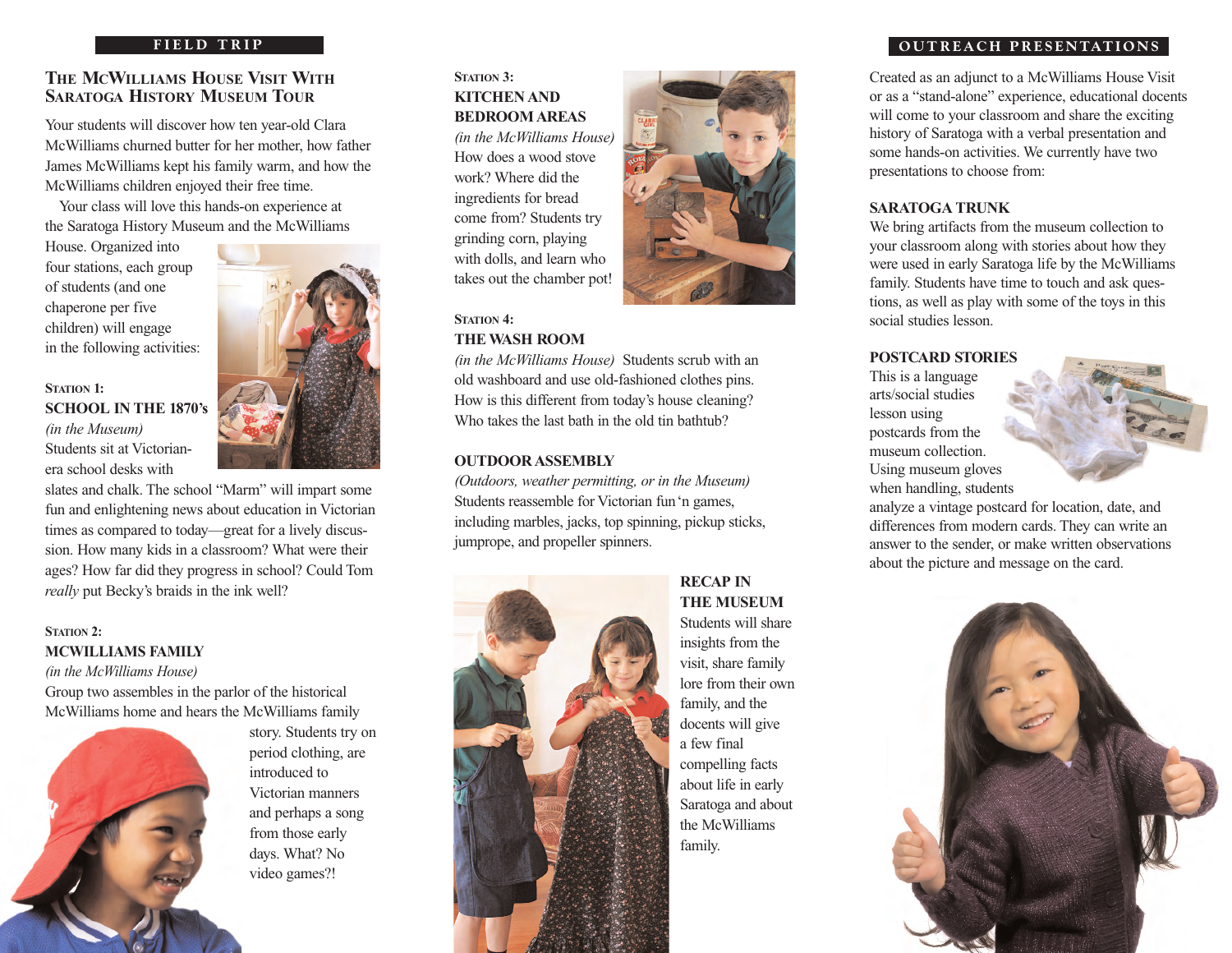## FIELD TRIP

### The McWilliams House Visit With Saratoga History Museum Tour

Your students will discover how ten year-old Clara McWilliams churned butter for her mother, how father James McWilliams kept his family warm, and how the McWilliams children enjoyed their free time.

Your class will love this hands-on experience at the Saratoga History Museum and the McWilliams House. Organized into four stations, each group of students (and one chaperone per five children) will engage in the following activities:

**Station 1:**
**SCHOOL IN THE 1870's**
*(in the Museum)*
Students sit at Victorian-era school desks with slates and chalk. The school "Marm" will impart some fun and enlightening news about education in Victorian times as compared to today—great for a lively discussion. How many kids in a classroom? What were their ages? How far did they progress in school? Could Tom *really* put Becky's braids in the ink well?

**Station 2:**
**MCWILLIAMS FAMILY**
*(in the McWilliams House)*
Group two assembles in the parlor of the historical McWilliams home and hears the McWilliams family story. Students try on period clothing, are introduced to Victorian manners and perhaps a song from those early days. What? No video games?!

**Station 3:**
**KITCHEN AND BEDROOM AREAS**
*(in the McWilliams House)*
How does a wood stove work? Where did the ingredients for bread come from? Students try grinding corn, playing with dolls, and learn who takes out the chamber pot!

**Station 4:**
**THE WASH ROOM**
*(in the McWilliams House)* Students scrub with an old washboard and use old-fashioned clothes pins. How is this different from today's house cleaning? Who takes the last bath in the old tin bathtub?

**OUTDOOR ASSEMBLY**
*(Outdoors, weather permitting, or in the Museum)*
Students reassemble for Victorian fun 'n games, including marbles, jacks, top spinning, pickup sticks, jumprope, and propeller spinners.

**RECAP IN THE MUSEUM**
Students will share insights from the visit, share family lore from their own family, and the docents will give a few final compelling facts about life in early Saratoga and about the McWilliams family.

## OUTREACH PRESENTATIONS

Created as an adjunct to a McWilliams House Visit or as a "stand-alone" experience, educational docents will come to your classroom and share the exciting history of Saratoga with a verbal presentation and some hands-on activities. We currently have two presentations to choose from:

**SARATOGA TRUNK**
We bring artifacts from the museum collection to your classroom along with stories about how they were used in early Saratoga life by the McWilliams family. Students have time to touch and ask questions, as well as play with some of the toys in this social studies lesson.

**POSTCARD STORIES**
This is a language arts/social studies lesson using postcards from the museum collection. Using museum gloves when handling, students analyze a vintage postcard for location, date, and differences from modern cards. They can write an answer to the sender, or make written observations about the picture and message on the card.